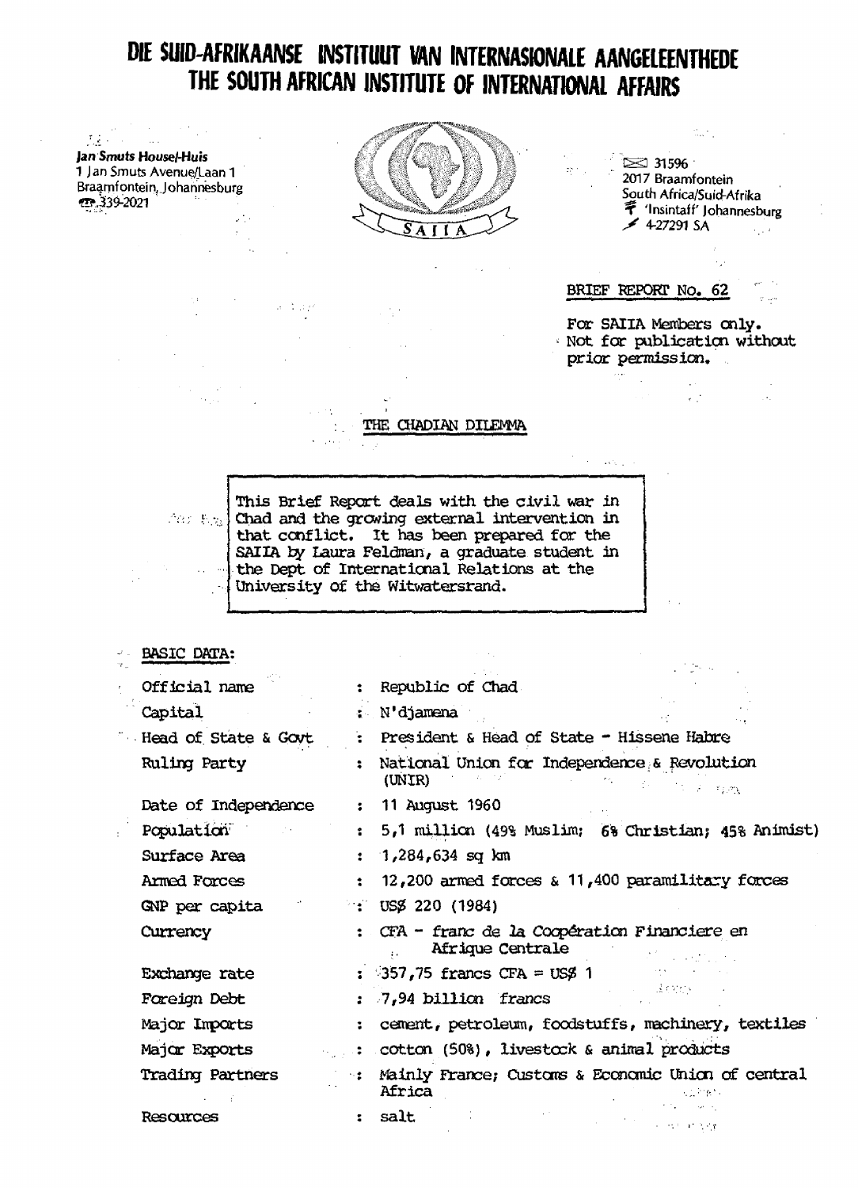# DIE SUID-AFRIKAANSE INSTITUUT VAN INTERNASIONALE AANGELEENTHEDE
# THE SOUTH AFRICAN INSTITUTE OF INTERNATIONAL AFFAIRS

**Jan Smuts House/-Huis**
1 Jan Smuts Avenue/Laan 1
Braamfontein, Johannesburg
339-2021

SAIIA

31596
2017 Braamfontein
South Africa/Suid-Afrika
'Insintaff' Johannesburg
4-27291 SA

BRIEF REPORT No. 62

For SAIIA Members only.
Not for publication without prior permission.

## THE CHADIAN DILEMMA

> This Brief Report deals with the civil war in Chad and the growing external intervention in that conflict. It has been prepared for the SAIIA by Laura Feldman, a graduate student in the Dept of International Relations at the University of the Witwatersrand.

### BASIC DATA:

| | | |
|---|---|---|
| Official name | : | Republic of Chad |
| Capital | : | N'djamena |
| Head of State & Govt | : | President & Head of State - Hissene Habre |
| Ruling Party | : | National Union for Independence & Revolution (UNIR) |
| Date of Independence | : | 11 August 1960 |
| Population | : | 5,1 million (49% Muslim; 6% Christian; 45% Animist) |
| Surface Area | : | 1,284,634 sq km |
| Armed Forces | : | 12,200 armed forces & 11,400 paramilitary forces |
| GNP per capita | : | US$ 220 (1984) |
| Currency | : | CFA - franc de la Coopération Financiere en Afrique Centrale |
| Exchange rate | : | 357,75 francs CFA = US$ 1 |
| Foreign Debt | : | 7,94 billion francs |
| Major Imports | : | cement, petroleum, foodstuffs, machinery, textiles |
| Major Exports | : | cotton (50%), livestock & animal products |
| Trading Partners | : | Mainly France; Customs & Economic Union of central Africa |
| Resources | : | salt |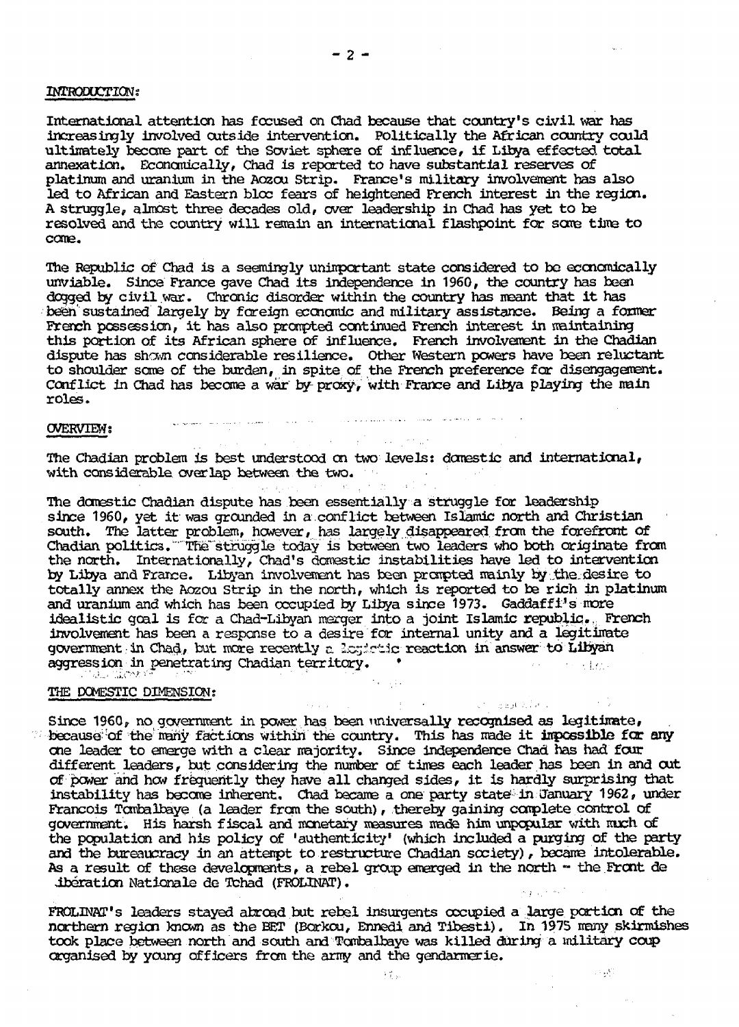## INTRODUCTION:

International attention has focused on Chad because that country's civil war has increasingly involved outside intervention. Politically the African country could ultimately become part of the Soviet sphere of influence, if Libya effected total annexation. Economically, Chad is reported to have substantial reserves of platinum and uranium in the Aozou Strip. France's military involvement has also led to African and Eastern bloc fears of heightened French interest in the region. A struggle, almost three decades old, over leadership in Chad has yet to be resolved and the country will remain an international flashpoint for some time to come.

The Republic of Chad is a seemingly unimportant state considered to be economically unviable. Since France gave Chad its independence in 1960, the country has been dogged by civil war. Chronic disorder within the country has meant that it has been sustained largely by foreign economic and military assistance. Being a former French possession, it has also prompted continued French interest in maintaining this portion of its African sphere of influence. French involvement in the Chadian dispute has shown considerable resilience. Other Western powers have been reluctant to shoulder some of the burden, in spite of the French preference for disengagement. Conflict in Chad has become a war by proxy, with France and Libya playing the main roles.

## OVERVIEW:

The Chadian problem is best understood on two levels: domestic and international, with considerable overlap between the two.

The domestic Chadian dispute has been essentially a struggle for leadership since 1960, yet it was grounded in a conflict between Islamic north and Christian south. The latter problem, however, has largely disappeared from the forefront of Chadian politics. The struggle today is between two leaders who both originate from the north. Internationally, Chad's domestic instabilities have led to intervention by Libya and France. Libyan involvement has been prompted mainly by the desire to totally annex the Aozou Strip in the north, which is reported to be rich in platinum and uranium and which has been occupied by Libya since 1973. Gaddaffi's more idealistic goal is for a Chad-Libyan merger into a joint Islamic republic. French involvement has been a response to a desire for internal unity and a legitimate government in Chad, but more recently a logistic reaction in answer to Libyan aggression in penetrating Chadian territory.

## THE DOMESTIC DIMENSION:

Since 1960, no government in power has been universally recognised as legitimate, because of the many factions within the country. This has made it impossible for any one leader to emerge with a clear majority. Since independence Chad has had four different leaders, but considering the number of times each leader has been in and out of power and how frequently they have all changed sides, it is hardly surprising that instability has become inherent. Chad became a one party state in January 1962, under Francois Tombalbaye (a leader from the south), thereby gaining complete control of government. His harsh fiscal and monetary measures made him unpopular with much of the population and his policy of 'authenticity' (which included a purging of the party and the bureaucracy in an attempt to restructure Chadian society), became intolerable. As a result of these developments, a rebel group emerged in the north - the Front de Libération Nationale de Tchad (FROLINAT).

FROLINAT's leaders stayed abroad but rebel insurgents occupied a large portion of the northern region known as the BET (Borkou, Ennedi and Tibesti). In 1975 many skirmishes took place between north and south and Tombalbaye was killed during a military coup organised by young officers from the army and the gendarmerie.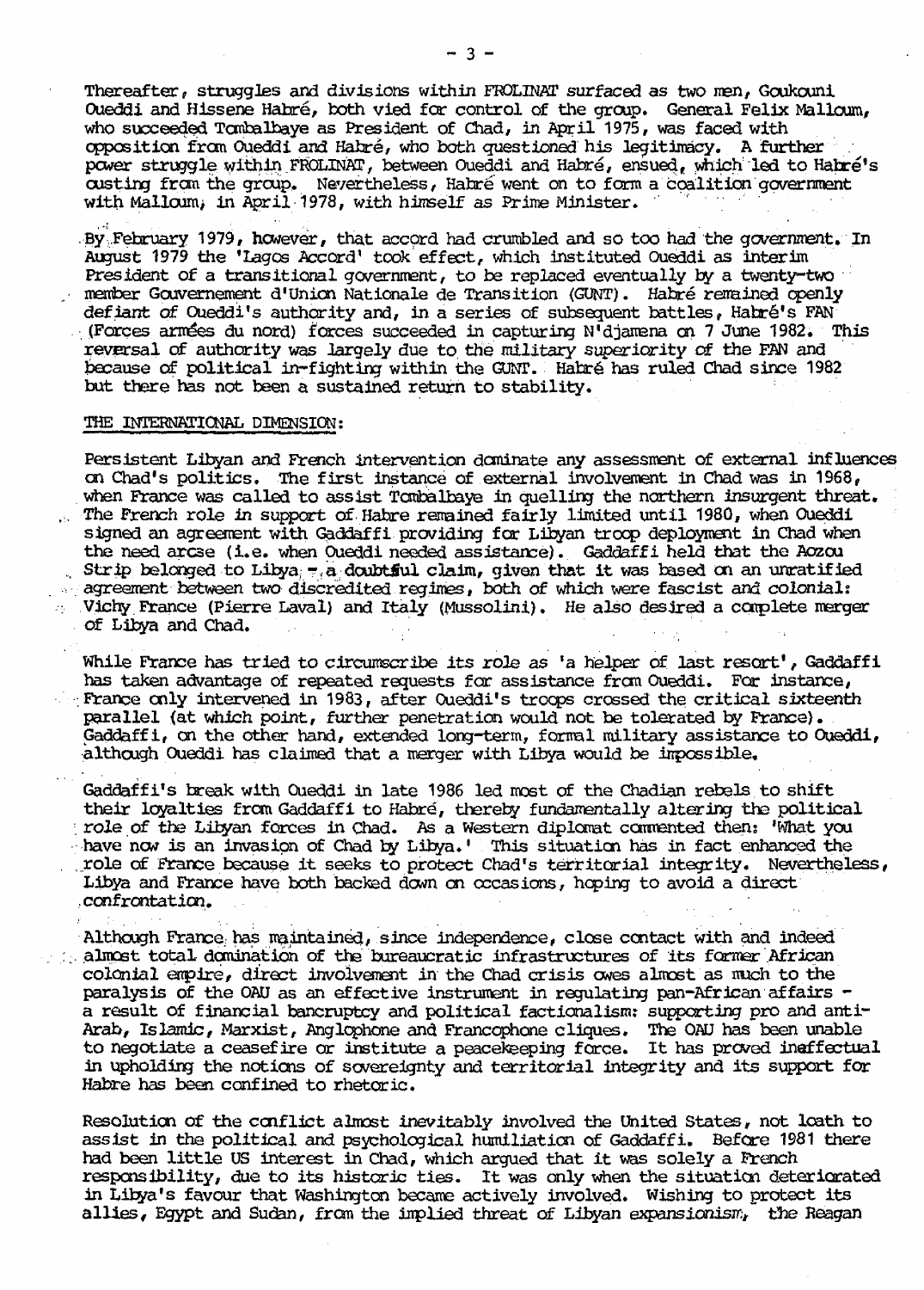Thereafter, struggles and divisions within FROLINAT surfaced as two men, Goukouni Oueddi and Hissene Habré, both vied for control of the group. General Felix Malloum, who succeeded Tombalbaye as President of Chad, in April 1975, was faced with opposition from Oueddi and Habré, who both questioned his legitimacy. A further power struggle within FROLINAT, between Oueddi and Habré, ensued, which led to Habré's ousting from the group. Nevertheless, Habré went on to form a coalition government with Malloum, in April 1978, with himself as Prime Minister.

By February 1979, however, that accord had crumbled and so too had the government. In August 1979 the 'Lagos Accord' took effect, which instituted Oueddi as interim President of a transitional government, to be replaced eventually by a twenty-two member Gouvernement d'Union Nationale de Transition (GUNT). Habré remained openly defiant of Oueddi's authority and, in a series of subsequent battles, Habré's FAN (Forces armées du nord) forces succeeded in capturing N'djamena on 7 June 1982. This reversal of authority was largely due to the military superiority of the FAN and because of political in-fighting within the GUNT. Habré has ruled Chad since 1982 but there has not been a sustained return to stability.

## THE INTERNATIONAL DIMENSION:

Persistent Libyan and French intervention dominate any assessment of external influences on Chad's politics. The first instance of external involvement in Chad was in 1968, when France was called to assist Tombalbaye in quelling the northern insurgent threat. The French role in support of Habre remained fairly limited until 1980, when Oueddi signed an agreement with Gaddaffi providing for Libyan troop deployment in Chad when the need arose (i.e. when Oueddi needed assistance). Gaddaffi held that the Aozou Strip belonged to Libya - a doubtful claim, given that it was based on an unratified agreement between two discredited regimes, both of which were fascist and colonial: Vichy France (Pierre Laval) and Italy (Mussolini). He also desired a complete merger of Libya and Chad.

While France has tried to circumscribe its role as 'a helper of last resort', Gaddaffi has taken advantage of repeated requests for assistance from Oueddi. For instance, France only intervened in 1983, after Oueddi's troops crossed the critical sixteenth parallel (at which point, further penetration would not be tolerated by France). Gaddaffi, on the other hand, extended long-term, formal military assistance to Oueddi, although Oueddi has claimed that a merger with Libya would be impossible.

Gaddaffi's break with Oueddi in late 1986 led most of the Chadian rebels to shift their loyalties from Gaddaffi to Habré, thereby fundamentally altering the political role of the Libyan forces in Chad. As a Western diplomat commented then: 'What you have now is an invasion of Chad by Libya.' This situation has in fact enhanced the role of France because it seeks to protect Chad's territorial integrity. Nevertheless, Libya and France have both backed down on occasions, hoping to avoid a direct confrontation.

Although France has maintained, since independence, close contact with and indeed almost total domination of the bureaucratic infrastructures of its former African colonial empire, direct involvement in the Chad crisis owes almost as much to the paralysis of the OAU as an effective instrument in regulating pan-African affairs - a result of financial bankruptcy and political factionalism: supporting pro and anti-Arab, Islamic, Marxist, Anglophone and Francophone cliques. The OAU has been unable to negotiate a ceasefire or institute a peacekeeping force. It has proved ineffectual in upholding the notions of sovereignty and territorial integrity and its support for Habre has been confined to rhetoric.

Resolution of the conflict almost inevitably involved the United States, not loath to assist in the political and psychological humiliation of Gaddaffi. Before 1981 there had been little US interest in Chad, which argued that it was solely a French responsibility, due to its historic ties. It was only when the situation deteriorated in Libya's favour that Washington became actively involved. Wishing to protect its allies, Egypt and Sudan, from the implied threat of Libyan expansionism, the Reagan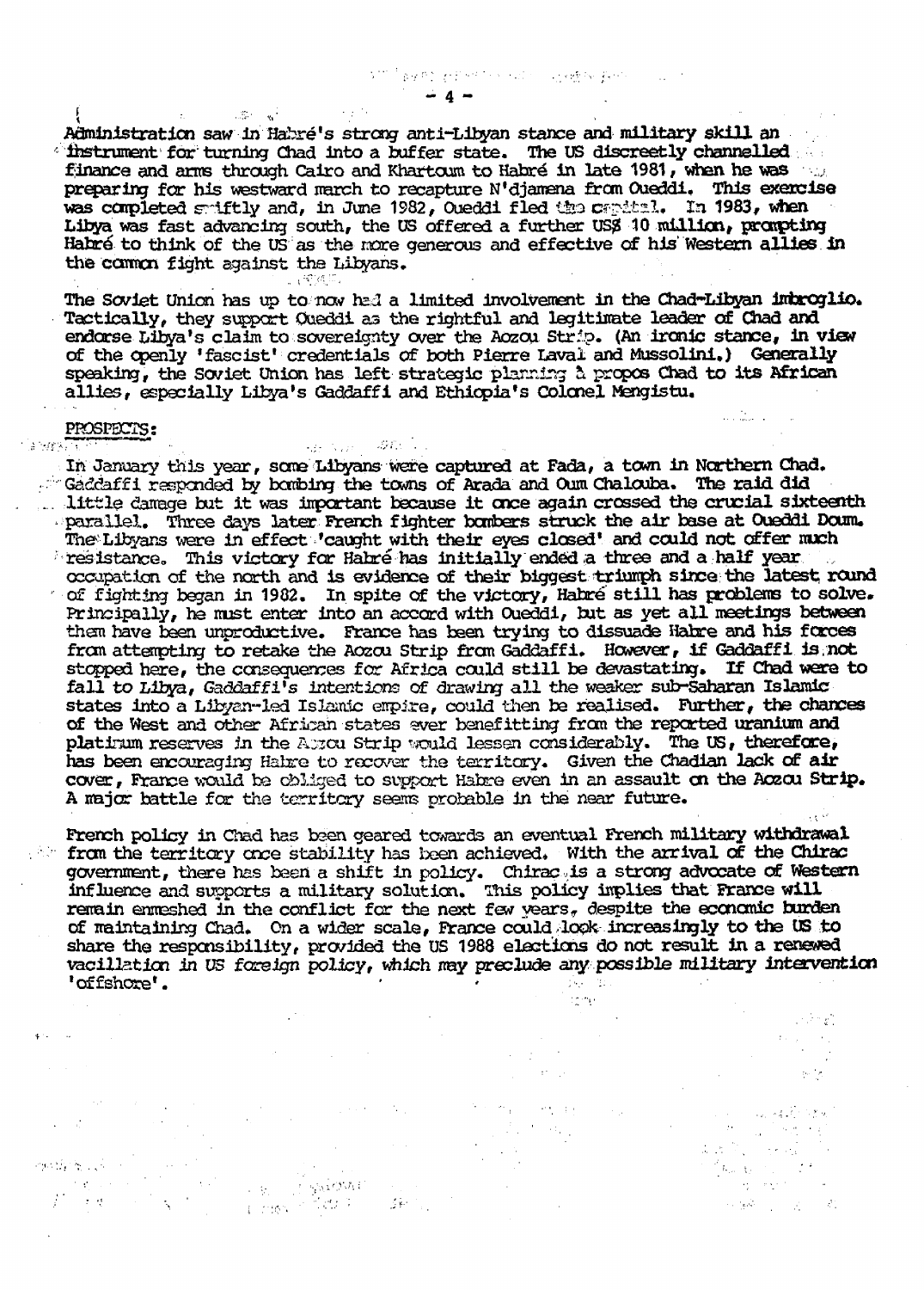Administration saw in Habré's strong anti-Libyan stance and military skill an instrument for turning Chad into a buffer state. The US discreetly channelled finance and arms through Cairo and Khartoum to Habré in late 1981, when he was preparing for his westward march to recapture N'djamena from Oueddi. This exercise was completed swiftly and, in June 1982, Oueddi fled the capital. In 1983, when Libya was fast advancing south, the US offered a further US$ 10 million, prompting Habré to think of the US as the more generous and effective of his Western allies in the common fight against the Libyans.

The Soviet Union has up to now had a limited involvement in the Chad-Libyan imbroglio. Tactically, they support Oueddi as the rightful and legitimate leader of Chad and endorse Libya's claim to sovereignty over the Aozou Strip. (An ironic stance, in view of the openly 'fascist' credentials of both Pierre Laval and Mussolini.) Generally speaking, the Soviet Union has left strategic planning à propos Chad to its African allies, especially Libya's Gaddaffi and Ethiopia's Colonel Mengistu.

PROSPECTS:

In January this year, some Libyans were captured at Fada, a town in Northern Chad. Gaddaffi responded by bombing the towns of Arada and Oum Chalouba. The raid did little damage but it was important because it once again crossed the crucial sixteenth parallel. Three days later French fighter bombers struck the air base at Oueddi Doum. The Libyans were in effect 'caught with their eyes closed' and could not offer much resistance. This victory for Habré has initially ended a three and a half year occupation of the north and is evidence of their biggest triumph since the latest round of fighting began in 1982. In spite of the victory, Habré still has problems to solve. Principally, he must enter into an accord with Oueddi, but as yet all meetings between them have been unproductive. France has been trying to dissuade Habre and his forces from attempting to retake the Aozou Strip from Gaddaffi. However, if Gaddaffi is not stopped here, the consequences for Africa could still be devastating. If Chad were to fall to Libya, Gaddaffi's intentions of drawing all the weaker sub-Saharan Islamic states into a Libyan-led Islamic empire, could then be realised. Further, the chances of the West and other African states ever benefitting from the reported uranium and platinum reserves in the Aozou Strip would lessen considerably. The US, therefore, has been encouraging Habre to recover the territory. Given the Chadian lack of air cover, France would be obliged to support Habre even in an assault on the Aozou Strip. A major battle for the territory seems probable in the near future.

French policy in Chad has been geared towards an eventual French military withdrawal from the territory once stability has been achieved. With the arrival of the Chirac government, there has been a shift in policy. Chirac is a strong advocate of Western influence and supports a military solution. This policy implies that France will remain enmeshed in the conflict for the next few years, despite the economic burden of maintaining Chad. On a wider scale, France could look increasingly to the US to share the responsibility, provided the US 1988 elections do not result in a renewed vacillation in US foreign policy, which may preclude any possible military intervention 'offshore'.